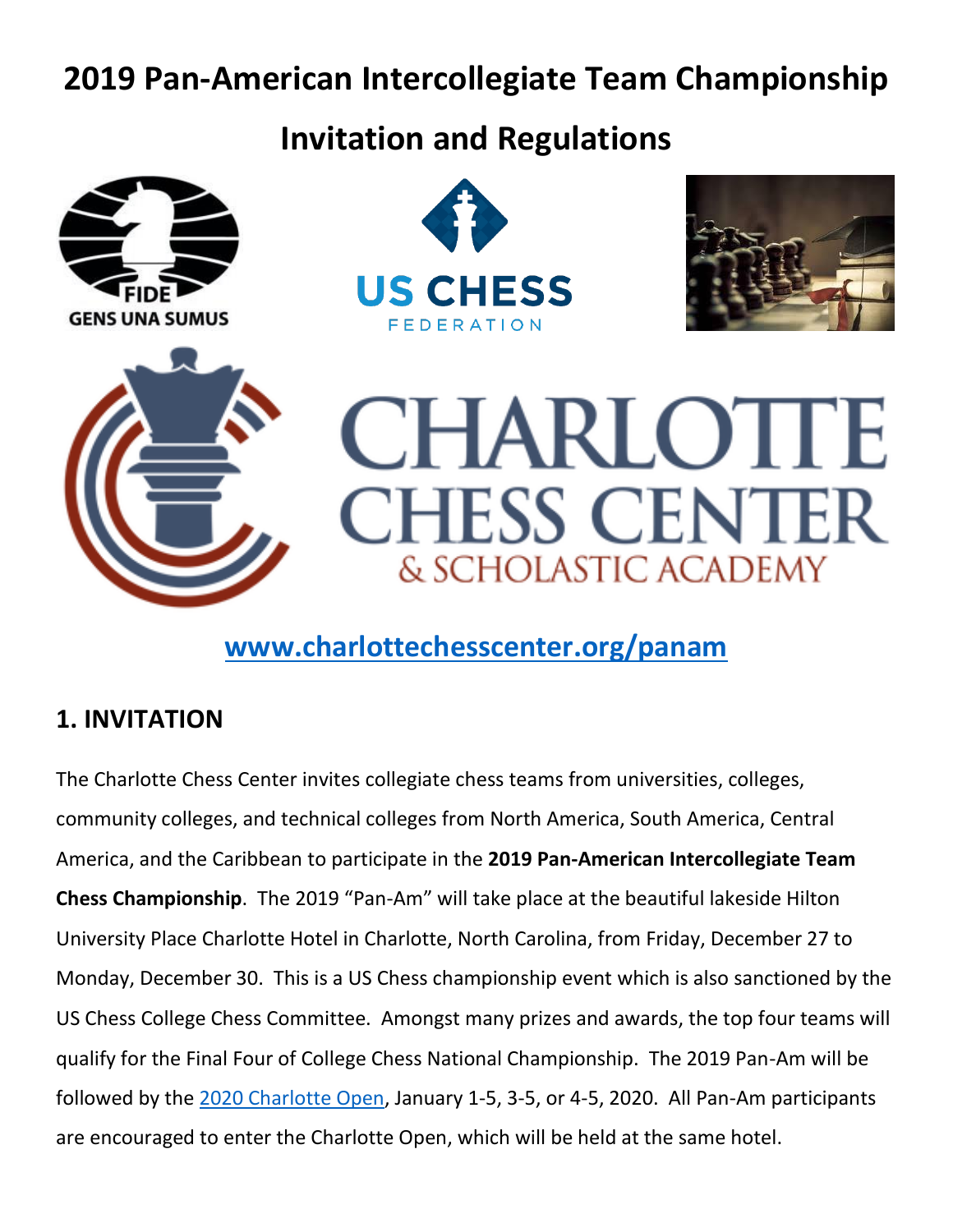# 2019 Pan-American Intercollegiate Team Championship

# Invitation and Regulations

[www.charlottechesscenter.org/panam](http://www.charlottechesscenter.org/panam)

## 1. INVITATION

The Charlotte Chess Center invites collegiate chess teams from universities, colleges, community colleges, and technical colleges from North America, South America, Central America, and the Caribbean to participate in the **2019 Pan-American Intercollegiate Team Chess Championship**. The 2019 "Pan-Am" will take place at the beautiful lakeside Hilton University Place Charlotte Hotel in Charlotte, North Carolina, from Friday, December 27 to Monday, December 30. This is a US Chess championship event which is also sanctioned by the US Chess College Chess Committee. Amongst many prizes and awards, the top four teams will qualify for the Final Four of College Chess National Championship. The 2019 Pan-Am will be followed by the 2020 Charlotte Open, January 1-5, 3-5, or 4-5, 2020. All Pan-Am participants are encouraged to enter the Charlotte Open, which will be held at the same hotel.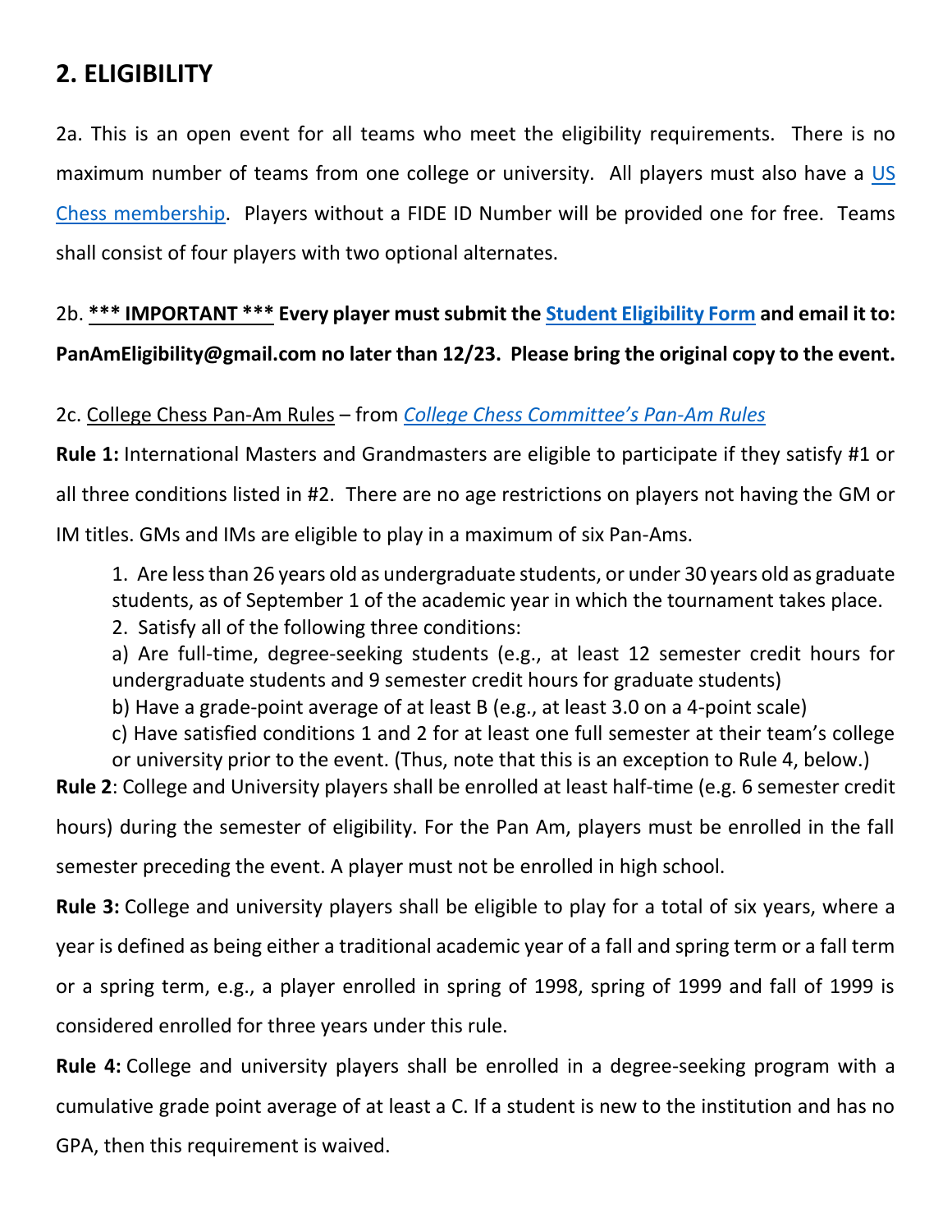## 2. ELIGIBILITY

2a. This is an open event for all teams who meet the eligibility requirements. There is no maximum number of teams from one college or university. All players must also have a [US Chess membership](). Players without a FIDE ID Number will be provided one for free. Teams shall consist of four players with two optional alternates.

2b. **<u>*** IMPORTANT ***</u> Every player must submit the [Student Eligibility Form]() and email it to: PanAmEligibility@gmail.com no later than 12/23. Please bring the original copy to the event.**

2c. <u>College Chess Pan-Am Rules</u> – from [*College Chess Committee's Pan-Am Rules*]()

**Rule 1:** International Masters and Grandmasters are eligible to participate if they satisfy #1 or all three conditions listed in #2. There are no age restrictions on players not having the GM or IM titles. GMs and IMs are eligible to play in a maximum of six Pan-Ams.

> 1. Are less than 26 years old as undergraduate students, or under 30 years old as graduate students, as of September 1 of the academic year in which the tournament takes place.
> 2. Satisfy all of the following three conditions:
>
> a) Are full-time, degree-seeking students (e.g., at least 12 semester credit hours for undergraduate students and 9 semester credit hours for graduate students)
>
> b) Have a grade-point average of at least B (e.g., at least 3.0 on a 4-point scale)
>
> c) Have satisfied conditions 1 and 2 for at least one full semester at their team's college or university prior to the event. (Thus, note that this is an exception to Rule 4, below.)

**Rule 2**: College and University players shall be enrolled at least half-time (e.g. 6 semester credit hours) during the semester of eligibility. For the Pan Am, players must be enrolled in the fall semester preceding the event. A player must not be enrolled in high school.

**Rule 3:** College and university players shall be eligible to play for a total of six years, where a year is defined as being either a traditional academic year of a fall and spring term or a fall term or a spring term, e.g., a player enrolled in spring of 1998, spring of 1999 and fall of 1999 is considered enrolled for three years under this rule.

**Rule 4:** College and university players shall be enrolled in a degree-seeking program with a cumulative grade point average of at least a C. If a student is new to the institution and has no GPA, then this requirement is waived.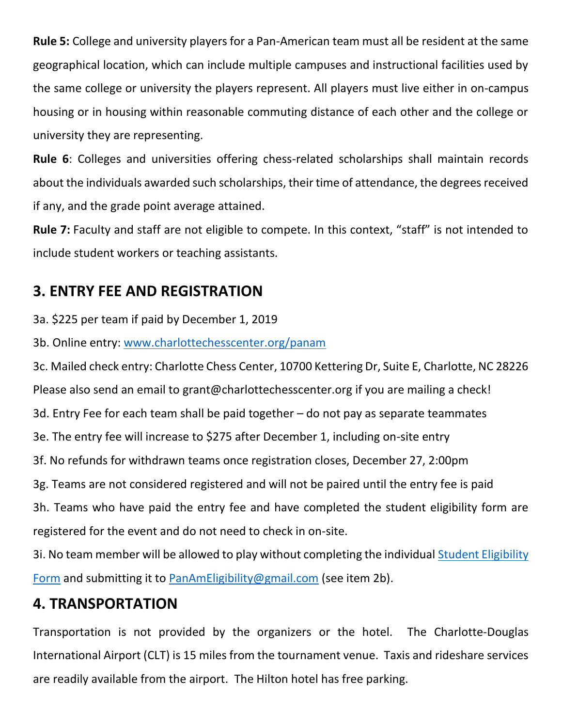**Rule 5:** College and university players for a Pan-American team must all be resident at the same geographical location, which can include multiple campuses and instructional facilities used by the same college or university the players represent. All players must live either in on-campus housing or in housing within reasonable commuting distance of each other and the college or university they are representing.

**Rule 6**: Colleges and universities offering chess-related scholarships shall maintain records about the individuals awarded such scholarships, their time of attendance, the degrees received if any, and the grade point average attained.

**Rule 7:** Faculty and staff are not eligible to compete. In this context, "staff" is not intended to include student workers or teaching assistants.

## 3. ENTRY FEE AND REGISTRATION

3a. $225 per team if paid by December 1, 2019

3b. Online entry: [www.charlottechesscenter.org/panam](www.charlottechesscenter.org/panam)

3c. Mailed check entry: Charlotte Chess Center, 10700 Kettering Dr, Suite E, Charlotte, NC 28226 Please also send an email to grant@charlottechesscenter.org if you are mailing a check!

3d. Entry Fee for each team shall be paid together – do not pay as separate teammates

3e. The entry fee will increase to $275 after December 1, including on-site entry

3f. No refunds for withdrawn teams once registration closes, December 27, 2:00pm

3g. Teams are not considered registered and will not be paired until the entry fee is paid

3h. Teams who have paid the entry fee and have completed the student eligibility form are registered for the event and do not need to check in on-site.

3i. No team member will be allowed to play without completing the individual Student Eligibility Form and submitting it to PanAmEligibility@gmail.com (see item 2b).

## 4. TRANSPORTATION

Transportation is not provided by the organizers or the hotel. The Charlotte-Douglas International Airport (CLT) is 15 miles from the tournament venue. Taxis and rideshare services are readily available from the airport. The Hilton hotel has free parking.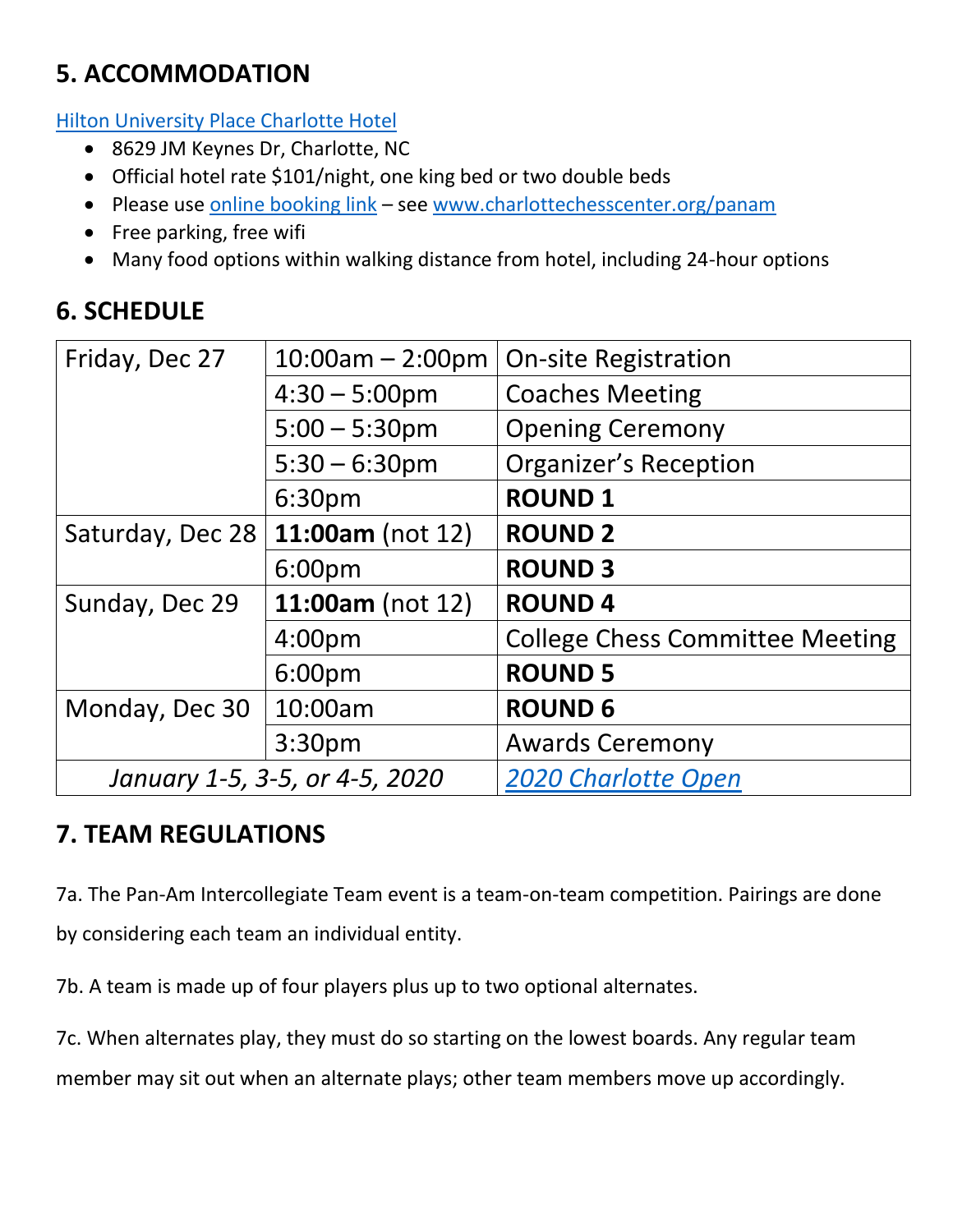## 5. ACCOMMODATION

[Hilton University Place Charlotte Hotel](#)

- 8629 JM Keynes Dr, Charlotte, NC
- Official hotel rate $101/night, one king bed or two double beds
- Please use online booking link – see www.charlottechesscenter.org/panam
- Free parking, free wifi
- Many food options within walking distance from hotel, including 24-hour options

## 6. SCHEDULE

| | | |
|---|---|---|
| Friday, Dec 27 | 10:00am – 2:00pm | On-site Registration |
| | 4:30 – 5:00pm | Coaches Meeting |
| | 5:00 – 5:30pm | Opening Ceremony |
| | 5:30 – 6:30pm | Organizer's Reception |
| | 6:30pm | **ROUND 1** |
| Saturday, Dec 28 | **11:00am** (not 12) | **ROUND 2** |
| | 6:00pm | **ROUND 3** |
| Sunday, Dec 29 | **11:00am** (not 12) | **ROUND 4** |
| | 4:00pm | College Chess Committee Meeting |
| | 6:00pm | **ROUND 5** |
| Monday, Dec 30 | 10:00am | **ROUND 6** |
| | 3:30pm | Awards Ceremony |
| *January 1-5, 3-5, or 4-5, 2020* | | *2020 Charlotte Open* |

## 7. TEAM REGULATIONS

7a. The Pan-Am Intercollegiate Team event is a team-on-team competition. Pairings are done by considering each team an individual entity.

7b. A team is made up of four players plus up to two optional alternates.

7c. When alternates play, they must do so starting on the lowest boards. Any regular team member may sit out when an alternate plays; other team members move up accordingly.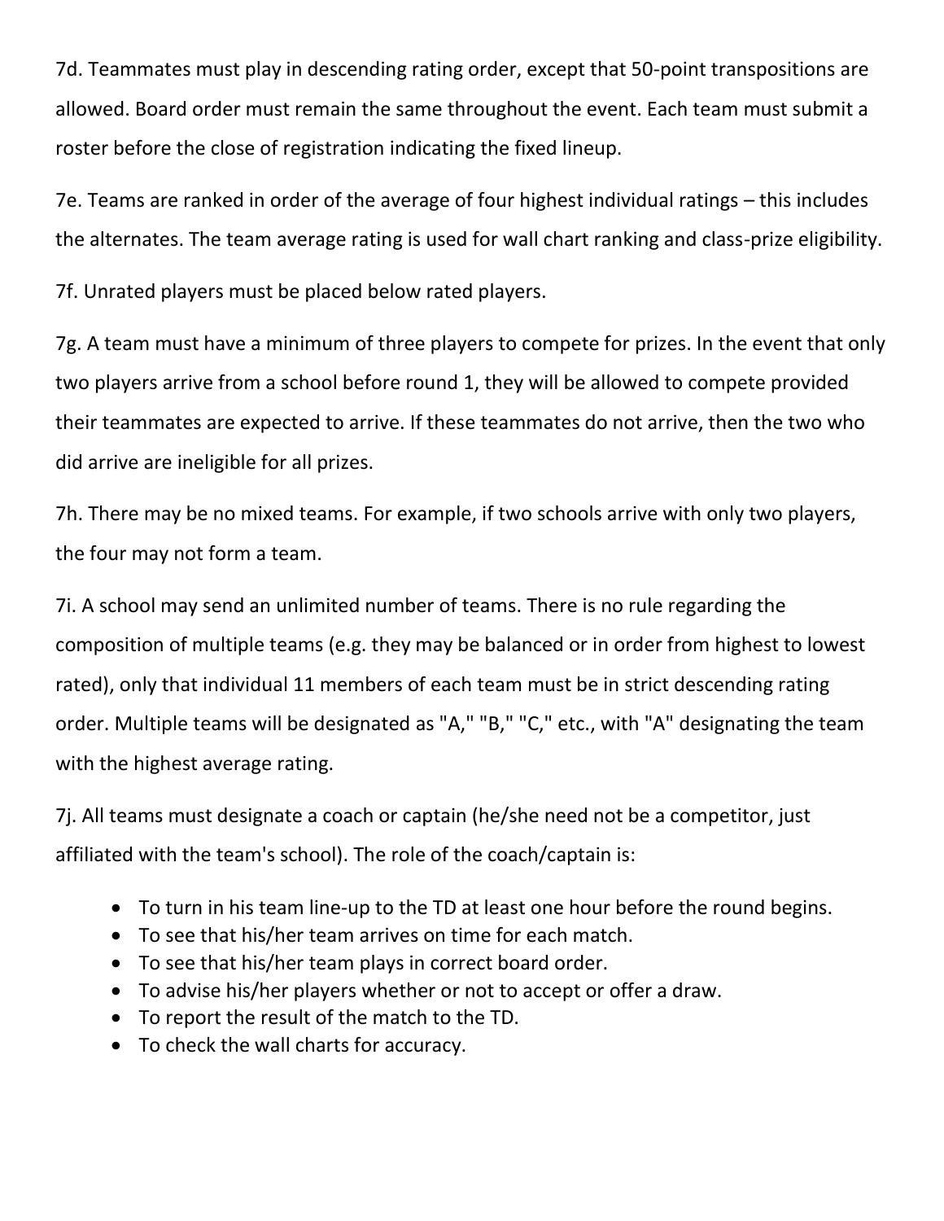7d. Teammates must play in descending rating order, except that 50-point transpositions are allowed. Board order must remain the same throughout the event. Each team must submit a roster before the close of registration indicating the fixed lineup.

7e. Teams are ranked in order of the average of four highest individual ratings – this includes the alternates. The team average rating is used for wall chart ranking and class-prize eligibility.

7f. Unrated players must be placed below rated players.

7g. A team must have a minimum of three players to compete for prizes. In the event that only two players arrive from a school before round 1, they will be allowed to compete provided their teammates are expected to arrive. If these teammates do not arrive, then the two who did arrive are ineligible for all prizes.

7h. There may be no mixed teams. For example, if two schools arrive with only two players, the four may not form a team.

7i. A school may send an unlimited number of teams. There is no rule regarding the composition of multiple teams (e.g. they may be balanced or in order from highest to lowest rated), only that individual 11 members of each team must be in strict descending rating order. Multiple teams will be designated as "A," "B," "C," etc., with "A" designating the team with the highest average rating.

7j. All teams must designate a coach or captain (he/she need not be a competitor, just affiliated with the team's school). The role of the coach/captain is:

- To turn in his team line-up to the TD at least one hour before the round begins.
- To see that his/her team arrives on time for each match.
- To see that his/her team plays in correct board order.
- To advise his/her players whether or not to accept or offer a draw.
- To report the result of the match to the TD.
- To check the wall charts for accuracy.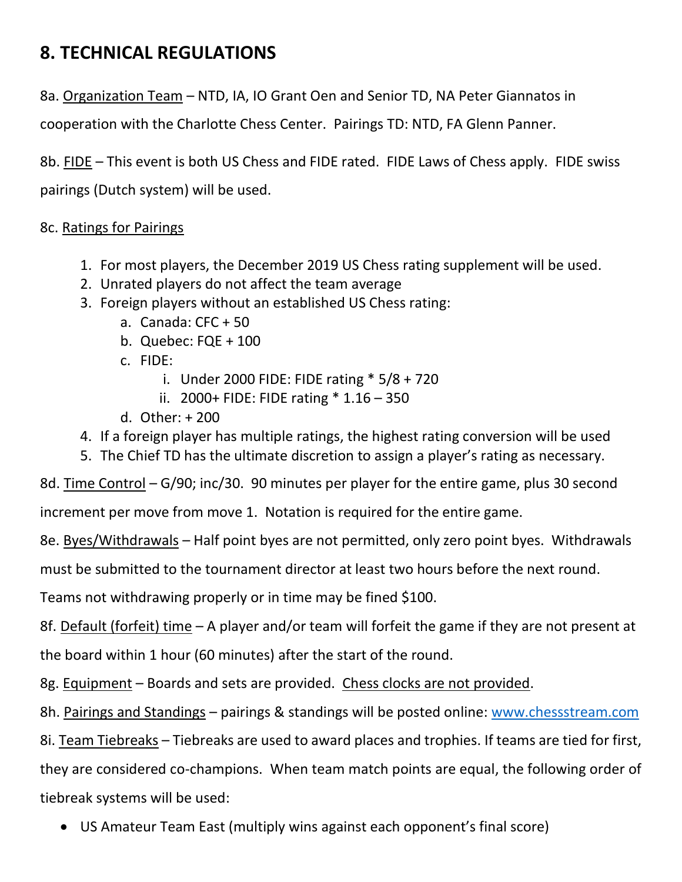## 8. TECHNICAL REGULATIONS

8a. Organization Team – NTD, IA, IO Grant Oen and Senior TD, NA Peter Giannatos in cooperation with the Charlotte Chess Center. Pairings TD: NTD, FA Glenn Panner.

8b. FIDE – This event is both US Chess and FIDE rated. FIDE Laws of Chess apply. FIDE swiss pairings (Dutch system) will be used.

8c. Ratings for Pairings

1. For most players, the December 2019 US Chess rating supplement will be used.
2. Unrated players do not affect the team average
3. Foreign players without an established US Chess rating:
   a. Canada: CFC + 50
   b. Quebec: FQE + 100
   c. FIDE:
      i. Under 2000 FIDE: FIDE rating * 5/8 + 720
      ii. 2000+ FIDE: FIDE rating * 1.16 – 350
   d. Other: + 200
4. If a foreign player has multiple ratings, the highest rating conversion will be used
5. The Chief TD has the ultimate discretion to assign a player's rating as necessary.

8d. Time Control – G/90; inc/30. 90 minutes per player for the entire game, plus 30 second increment per move from move 1. Notation is required for the entire game.

8e. Byes/Withdrawals – Half point byes are not permitted, only zero point byes. Withdrawals must be submitted to the tournament director at least two hours before the next round. Teams not withdrawing properly or in time may be fined $100.

8f. Default (forfeit) time – A player and/or team will forfeit the game if they are not present at the board within 1 hour (60 minutes) after the start of the round.

8g. Equipment – Boards and sets are provided. Chess clocks are not provided.

8h. Pairings and Standings – pairings & standings will be posted online: [www.chessstream.com](http://www.chessstream.com)

8i. Team Tiebreaks – Tiebreaks are used to award places and trophies. If teams are tied for first, they are considered co-champions. When team match points are equal, the following order of tiebreak systems will be used:

- US Amateur Team East (multiply wins against each opponent's final score)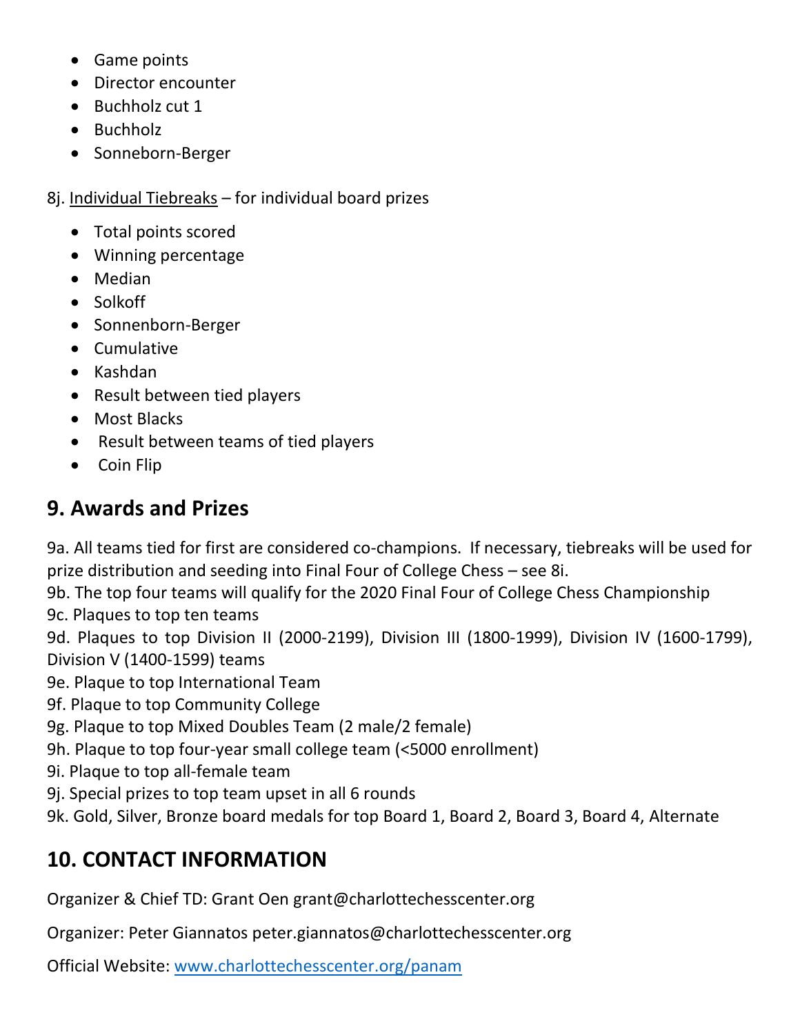- Game points
- Director encounter
- Buchholz cut 1
- Buchholz
- Sonneborn-Berger

8j. Individual Tiebreaks – for individual board prizes

- Total points scored
- Winning percentage
- Median
- Solkoff
- Sonnenborn-Berger
- Cumulative
- Kashdan
- Result between tied players
- Most Blacks
- Result between teams of tied players
- Coin Flip

## 9. Awards and Prizes

9a. All teams tied for first are considered co-champions. If necessary, tiebreaks will be used for prize distribution and seeding into Final Four of College Chess – see 8i.
9b. The top four teams will qualify for the 2020 Final Four of College Chess Championship
9c. Plaques to top ten teams
9d. Plaques to top Division II (2000-2199), Division III (1800-1999), Division IV (1600-1799), Division V (1400-1599) teams
9e. Plaque to top International Team
9f. Plaque to top Community College
9g. Plaque to top Mixed Doubles Team (2 male/2 female)
9h. Plaque to top four-year small college team (<5000 enrollment)
9i. Plaque to top all-female team
9j. Special prizes to top team upset in all 6 rounds
9k. Gold, Silver, Bronze board medals for top Board 1, Board 2, Board 3, Board 4, Alternate

## 10. CONTACT INFORMATION

Organizer & Chief TD: Grant Oen grant@charlottechesscenter.org

Organizer: Peter Giannatos peter.giannatos@charlottechesscenter.org

Official Website: www.charlottechesscenter.org/panam